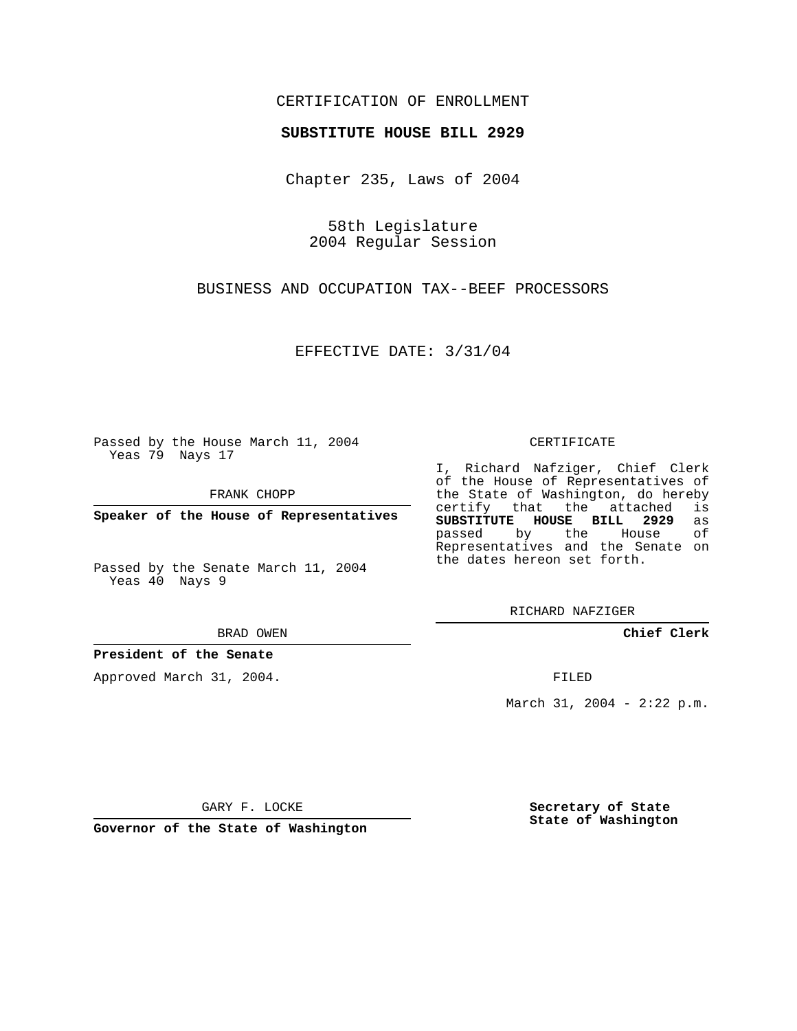CERTIFICATION OF ENROLLMENT

**SUBSTITUTE HOUSE BILL 2929**

Chapter 235, Laws of 2004

58th Legislature
2004 Regular Session

BUSINESS AND OCCUPATION TAX--BEEF PROCESSORS

EFFECTIVE DATE: 3/31/04

Passed by the House March 11, 2004
Yeas 79 Nays 17

FRANK CHOPP

**Speaker of the House of Representatives**

Passed by the Senate March 11, 2004
Yeas 40 Nays 9

BRAD OWEN

**President of the Senate**

Approved March 31, 2004.

GARY F. LOCKE

**Governor of the State of Washington**

CERTIFICATE

I, Richard Nafziger, Chief Clerk of the House of Representatives of the State of Washington, do hereby certify that the attached is **SUBSTITUTE HOUSE BILL 2929** as passed by the House of Representatives and the Senate on the dates hereon set forth.

RICHARD NAFZIGER

**Chief Clerk**

FILED

March 31, 2004 - 2:22 p.m.

**Secretary of State**
**State of Washington**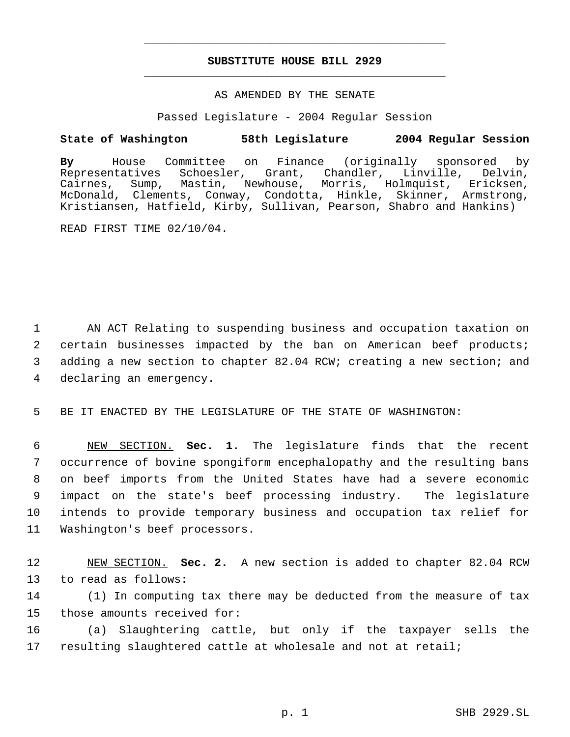# SUBSTITUTE HOUSE BILL 2929

AS AMENDED BY THE SENATE

Passed Legislature - 2004 Regular Session

**State of Washington 58th Legislature 2004 Regular Session**

**By** House Committee on Finance (originally sponsored by Representatives Schoesler, Grant, Chandler, Linville, Delvin, Cairnes, Sump, Mastin, Newhouse, Morris, Holmquist, Ericksen, McDonald, Clements, Conway, Condotta, Hinkle, Skinner, Armstrong, Kristiansen, Hatfield, Kirby, Sullivan, Pearson, Shabro and Hankins)

READ FIRST TIME 02/10/04.

AN ACT Relating to suspending business and occupation taxation on certain businesses impacted by the ban on American beef products; adding a new section to chapter 82.04 RCW; creating a new section; and declaring an emergency.

BE IT ENACTED BY THE LEGISLATURE OF THE STATE OF WASHINGTON:

NEW SECTION. **Sec. 1.** The legislature finds that the recent occurrence of bovine spongiform encephalopathy and the resulting bans on beef imports from the United States have had a severe economic impact on the state's beef processing industry. The legislature intends to provide temporary business and occupation tax relief for Washington's beef processors.

NEW SECTION. **Sec. 2.** A new section is added to chapter 82.04 RCW to read as follows:

(1) In computing tax there may be deducted from the measure of tax those amounts received for:

(a) Slaughtering cattle, but only if the taxpayer sells the resulting slaughtered cattle at wholesale and not at retail;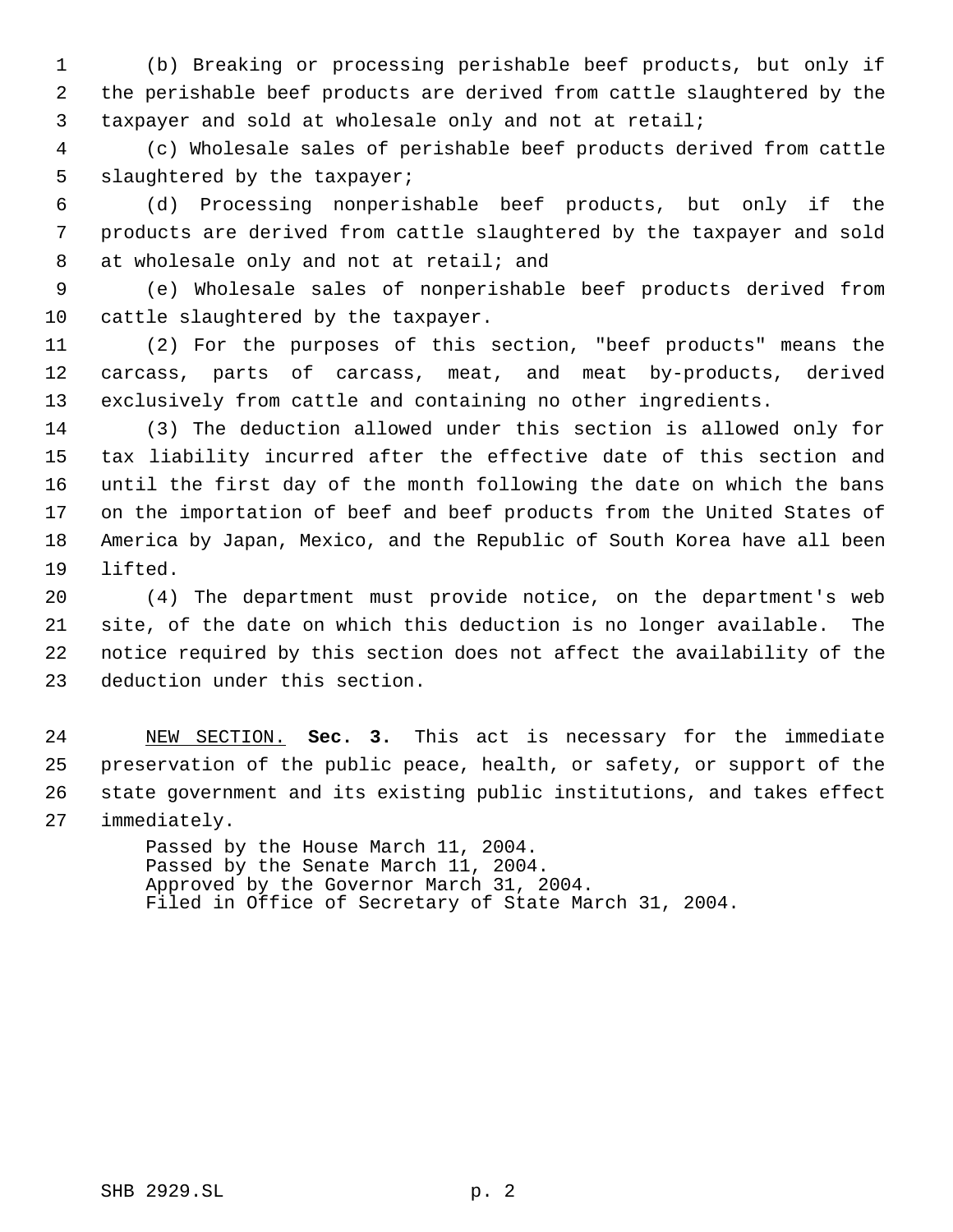(b) Breaking or processing perishable beef products, but only if the perishable beef products are derived from cattle slaughtered by the taxpayer and sold at wholesale only and not at retail;

(c) Wholesale sales of perishable beef products derived from cattle slaughtered by the taxpayer;

(d) Processing nonperishable beef products, but only if the products are derived from cattle slaughtered by the taxpayer and sold at wholesale only and not at retail; and

(e) Wholesale sales of nonperishable beef products derived from cattle slaughtered by the taxpayer.

(2) For the purposes of this section, "beef products" means the carcass, parts of carcass, meat, and meat by-products, derived exclusively from cattle and containing no other ingredients.

(3) The deduction allowed under this section is allowed only for tax liability incurred after the effective date of this section and until the first day of the month following the date on which the bans on the importation of beef and beef products from the United States of America by Japan, Mexico, and the Republic of South Korea have all been lifted.

(4) The department must provide notice, on the department's web site, of the date on which this deduction is no longer available. The notice required by this section does not affect the availability of the deduction under this section.

NEW SECTION. **Sec. 3.** This act is necessary for the immediate preservation of the public peace, health, or safety, or support of the state government and its existing public institutions, and takes effect immediately.

Passed by the House March 11, 2004.
Passed by the Senate March 11, 2004.
Approved by the Governor March 31, 2004.
Filed in Office of Secretary of State March 31, 2004.